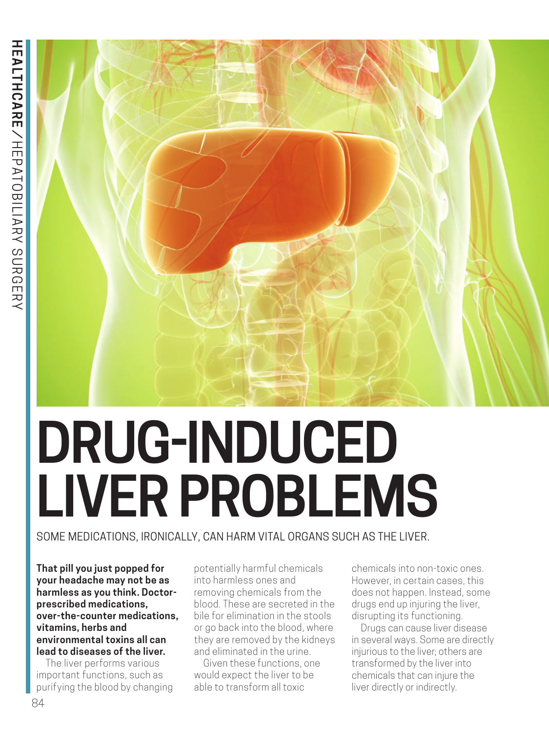# DRUG-INDUCED LIVER PROBLEMS

SOME MEDICATIONS, IRONICALLY, CAN HARM VITAL ORGANS SUCH AS THE LIVER.

**That pill you just popped for your headache may not be as harmless as you think. Doctor-prescribed medications, over-the-counter medications, vitamins, herbs and environmental toxins all can lead to diseases of the liver.**

The liver performs various important functions, such as purifying the blood by changing potentially harmful chemicals into harmless ones and removing chemicals from the blood. These are secreted in the bile for elimination in the stools or go back into the blood, where they are removed by the kidneys and eliminated in the urine.

Given these functions, one would expect the liver to be able to transform all toxic chemicals into non-toxic ones. However, in certain cases, this does not happen. Instead, some drugs end up injuring the liver, disrupting its functioning.

Drugs can cause liver disease in several ways. Some are directly injurious to the liver; others are transformed by the liver into chemicals that can injure the liver directly or indirectly.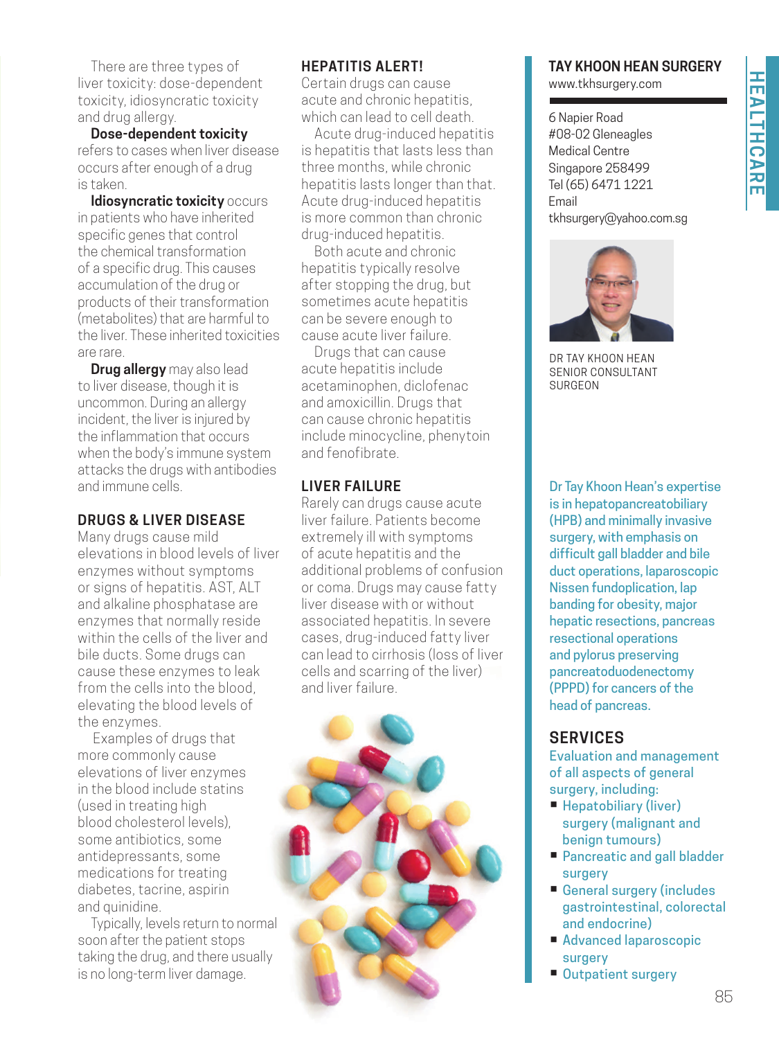There are three types of liver toxicity: dose-dependent toxicity, idiosyncratic toxicity and drug allergy.

**Dose-dependent toxicity** refers to cases when liver disease occurs after enough of a drug is taken.

**Idiosyncratic toxicity** occurs in patients who have inherited specific genes that control the chemical transformation of a specific drug. This causes accumulation of the drug or products of their transformation (metabolites) that are harmful to the liver. These inherited toxicities are rare.

**Drug allergy** may also lead to liver disease, though it is uncommon. During an allergy incident, the liver is injured by the inflammation that occurs when the body's immune system attacks the drugs with antibodies and immune cells.

## DRUGS & LIVER DISEASE

Many drugs cause mild elevations in blood levels of liver enzymes without symptoms or signs of hepatitis. AST, ALT and alkaline phosphatase are enzymes that normally reside within the cells of the liver and bile ducts. Some drugs can cause these enzymes to leak from the cells into the blood, elevating the blood levels of the enzymes.

Examples of drugs that more commonly cause elevations of liver enzymes in the blood include statins (used in treating high blood cholesterol levels), some antibiotics, some antidepressants, some medications for treating diabetes, tacrine, aspirin and quinidine.

Typically, levels return to normal soon after the patient stops taking the drug, and there usually is no long-term liver damage.

## HEPATITIS ALERT!

Certain drugs can cause acute and chronic hepatitis, which can lead to cell death.

Acute drug-induced hepatitis is hepatitis that lasts less than three months, while chronic hepatitis lasts longer than that. Acute drug-induced hepatitis is more common than chronic drug-induced hepatitis.

Both acute and chronic hepatitis typically resolve after stopping the drug, but sometimes acute hepatitis can be severe enough to cause acute liver failure.

Drugs that can cause acute hepatitis include acetaminophen, diclofenac and amoxicillin. Drugs that can cause chronic hepatitis include minocycline, phenytoin and fenofibrate.

## LIVER FAILURE

Rarely can drugs cause acute liver failure. Patients become extremely ill with symptoms of acute hepatitis and the additional problems of confusion or coma. Drugs may cause fatty liver disease with or without associated hepatitis. In severe cases, drug-induced fatty liver can lead to cirrhosis (loss of liver cells and scarring of the liver) and liver failure.

## TAY KHOON HEAN SURGERY

www.tkhsurgery.com

6 Napier Road
#08-02 Gleneagles
Medical Centre
Singapore 258499
Tel (65) 6471 1221
Email
tkhsurgery@yahoo.com.sg

DR TAY KHOON HEAN
SENIOR CONSULTANT
SURGEON

Dr Tay Khoon Hean's expertise is in hepatopancreatobiliary (HPB) and minimally invasive surgery, with emphasis on difficult gall bladder and bile duct operations, laparoscopic Nissen fundoplication, lap banding for obesity, major hepatic resections, pancreas resectional operations and pylorus preserving pancreatoduodenectomy (PPPD) for cancers of the head of pancreas.

## SERVICES

Evaluation and management of all aspects of general surgery, including:

- Hepatobiliary (liver) surgery (malignant and benign tumours)
- Pancreatic and gall bladder surgery
- General surgery (includes gastrointestinal, colorectal and endocrine)
- Advanced laparoscopic surgery
- Outpatient surgery